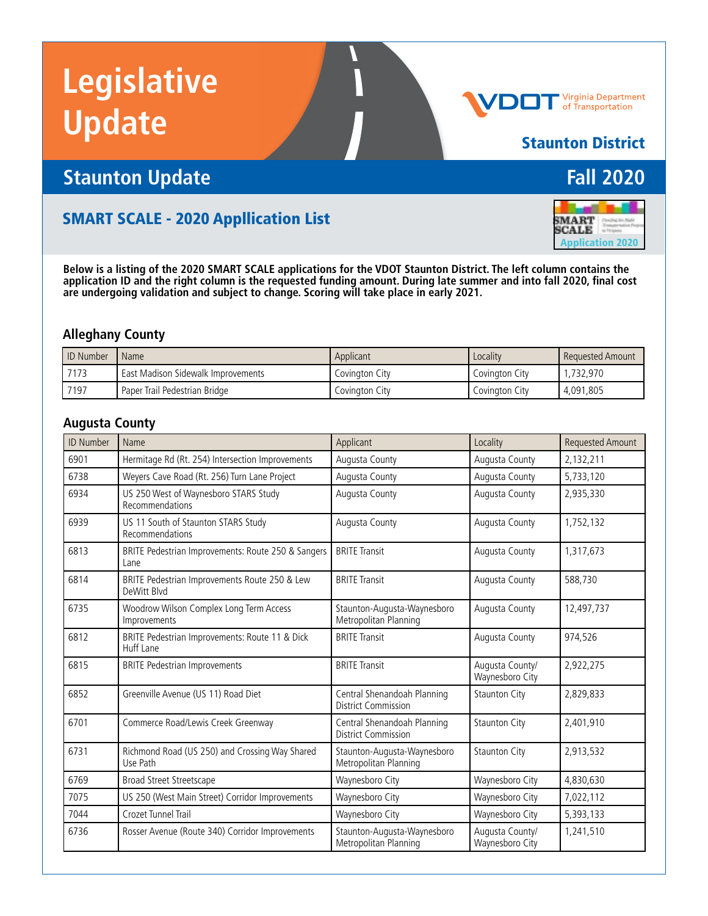# Legislative Update

VDOT Virginia Department of Transportation

**Staunton District**

## Staunton Update

## Fall 2020

### SMART SCALE - 2020 Appllication List

SMART SCALE Application 2020

**Below is a listing of the 2020 SMART SCALE applications for the VDOT Staunton District. The left column contains the application ID and the right column is the requested funding amount. During late summer and into fall 2020, final cost are undergoing validation and subject to change. Scoring will take place in early 2021.**

### Alleghany County

| ID Number | Name | Applicant | Locality | Requested Amount |
|---|---|---|---|---|
| 7173 | East Madison Sidewalk Improvements | Covington City | Covington City | 1,732,970 |
| 7197 | Paper Trail Pedestrian Bridge | Covington City | Covington City | 4,091,805 |

### Augusta County

| ID Number | Name | Applicant | Locality | Requested Amount |
|---|---|---|---|---|
| 6901 | Hermitage Rd (Rt. 254) Intersection Improvements | Augusta County | Augusta County | 2,132,211 |
| 6738 | Weyers Cave Road (Rt. 256) Turn Lane Project | Augusta County | Augusta County | 5,733,120 |
| 6934 | US 250 West of Waynesboro STARS Study Recommendations | Augusta County | Augusta County | 2,935,330 |
| 6939 | US 11 South of Staunton STARS Study Recommendations | Augusta County | Augusta County | 1,752,132 |
| 6813 | BRITE Pedestrian Improvements: Route 250 & Sangers Lane | BRITE Transit | Augusta County | 1,317,673 |
| 6814 | BRITE Pedestrian Improvements Route 250 & Lew DeWitt Blvd | BRITE Transit | Augusta County | 588,730 |
| 6735 | Woodrow Wilson Complex Long Term Access Improvements | Staunton-Augusta-Waynesboro Metropolitan Planning | Augusta County | 12,497,737 |
| 6812 | BRITE Pedestrian Improvements: Route 11 & Dick Huff Lane | BRITE Transit | Augusta County | 974,526 |
| 6815 | BRITE Pedestrian Improvements | BRITE Transit | Augusta County/ Waynesboro City | 2,922,275 |
| 6852 | Greenville Avenue (US 11) Road Diet | Central Shenandoah Planning District Commission | Staunton City | 2,829,833 |
| 6701 | Commerce Road/Lewis Creek Greenway | Central Shenandoah Planning District Commission | Staunton City | 2,401,910 |
| 6731 | Richmond Road (US 250) and Crossing Way Shared Use Path | Staunton-Augusta-Waynesboro Metropolitan Planning | Staunton City | 2,913,532 |
| 6769 | Broad Street Streetscape | Waynesboro City | Waynesboro City | 4,830,630 |
| 7075 | US 250 (West Main Street) Corridor Improvements | Waynesboro City | Waynesboro City | 7,022,112 |
| 7044 | Crozet Tunnel Trail | Waynesboro City | Waynesboro City | 5,393,133 |
| 6736 | Rosser Avenue (Route 340) Corridor Improvements | Staunton-Augusta-Waynesboro Metropolitan Planning | Augusta County/ Waynesboro City | 1,241,510 |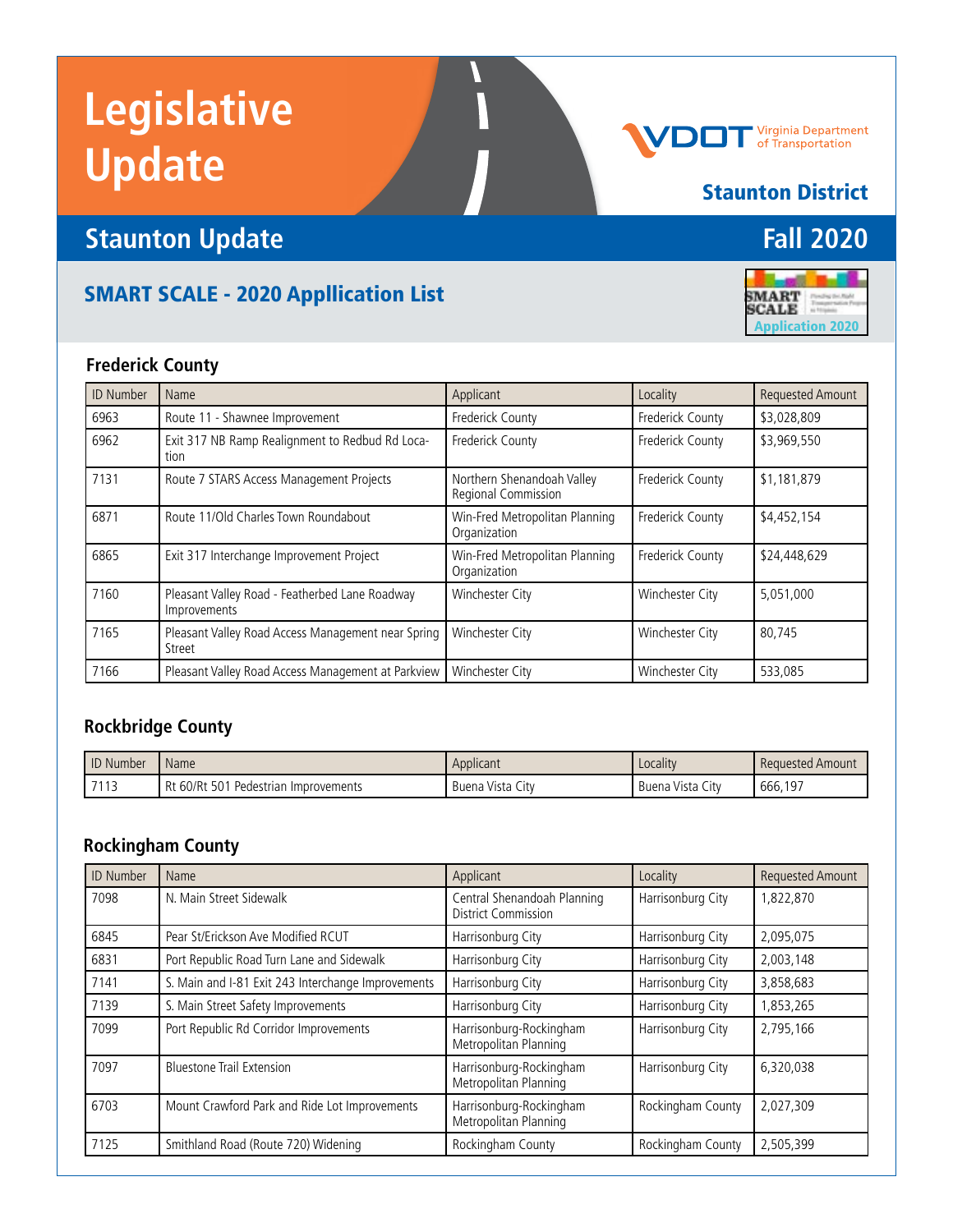# Legislative Update

## Staunton District

## Staunton Update — Fall 2020

### SMART SCALE - 2020 Appllication List

SMART SCALE Application 2020

#### Frederick County

| ID Number | Name | Applicant | Locality | Requested Amount |
|---|---|---|---|---|
| 6963 | Route 11 - Shawnee Improvement | Frederick County | Frederick County | $3,028,809 |
| 6962 | Exit 317 NB Ramp Realignment to Redbud Rd Location | Frederick County | Frederick County | $3,969,550 |
| 7131 | Route 7 STARS Access Management Projects | Northern Shenandoah Valley Regional Commission | Frederick County | $1,181,879 |
| 6871 | Route 11/Old Charles Town Roundabout | Win-Fred Metropolitan Planning Organization | Frederick County | $4,452,154 |
| 6865 | Exit 317 Interchange Improvement Project | Win-Fred Metropolitan Planning Organization | Frederick County | $24,448,629 |
| 7160 | Pleasant Valley Road - Featherbed Lane Roadway Improvements | Winchester City | Winchester City | 5,051,000 |
| 7165 | Pleasant Valley Road Access Management near Spring Street | Winchester City | Winchester City | 80,745 |
| 7166 | Pleasant Valley Road Access Management at Parkview | Winchester City | Winchester City | 533,085 |

#### Rockbridge County

| ID Number | Name | Applicant | Locality | Requested Amount |
|---|---|---|---|---|
| 7113 | Rt 60/Rt 501 Pedestrian Improvements | Buena Vista City | Buena Vista City | 666,197 |

#### Rockingham County

| ID Number | Name | Applicant | Locality | Requested Amount |
|---|---|---|---|---|
| 7098 | N. Main Street Sidewalk | Central Shenandoah Planning District Commission | Harrisonburg City | 1,822,870 |
| 6845 | Pear St/Erickson Ave Modified RCUT | Harrisonburg City | Harrisonburg City | 2,095,075 |
| 6831 | Port Republic Road Turn Lane and Sidewalk | Harrisonburg City | Harrisonburg City | 2,003,148 |
| 7141 | S. Main and I-81 Exit 243 Interchange Improvements | Harrisonburg City | Harrisonburg City | 3,858,683 |
| 7139 | S. Main Street Safety Improvements | Harrisonburg City | Harrisonburg City | 1,853,265 |
| 7099 | Port Republic Rd Corridor Improvements | Harrisonburg-Rockingham Metropolitan Planning | Harrisonburg City | 2,795,166 |
| 7097 | Bluestone Trail Extension | Harrisonburg-Rockingham Metropolitan Planning | Harrisonburg City | 6,320,038 |
| 6703 | Mount Crawford Park and Ride Lot Improvements | Harrisonburg-Rockingham Metropolitan Planning | Rockingham County | 2,027,309 |
| 7125 | Smithland Road (Route 720) Widening | Rockingham County | Rockingham County | 2,505,399 |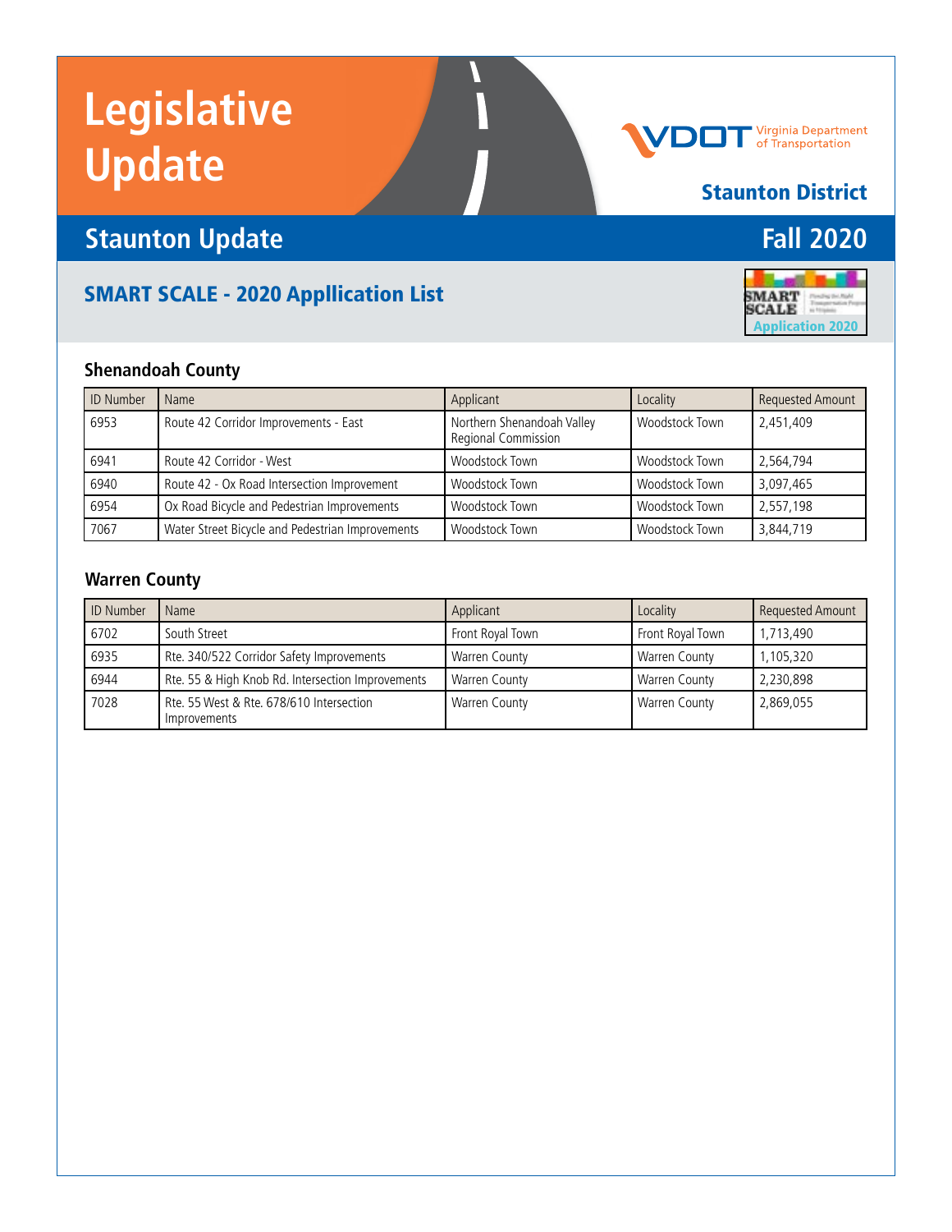# Legislative Update

## Staunton District

## Staunton Update

## Fall 2020

## SMART SCALE - 2020 Appllication List

### Shenandoah County

| ID Number | Name | Applicant | Locality | Requested Amount |
|---|---|---|---|---|
| 6953 | Route 42 Corridor Improvements - East | Northern Shenandoah Valley Regional Commission | Woodstock Town | 2,451,409 |
| 6941 | Route 42 Corridor - West | Woodstock Town | Woodstock Town | 2,564,794 |
| 6940 | Route 42 - Ox Road Intersection Improvement | Woodstock Town | Woodstock Town | 3,097,465 |
| 6954 | Ox Road Bicycle and Pedestrian Improvements | Woodstock Town | Woodstock Town | 2,557,198 |
| 7067 | Water Street Bicycle and Pedestrian Improvements | Woodstock Town | Woodstock Town | 3,844,719 |

### Warren County

| ID Number | Name | Applicant | Locality | Requested Amount |
|---|---|---|---|---|
| 6702 | South Street | Front Royal Town | Front Royal Town | 1,713,490 |
| 6935 | Rte. 340/522 Corridor Safety Improvements | Warren County | Warren County | 1,105,320 |
| 6944 | Rte. 55 & High Knob Rd. Intersection Improvements | Warren County | Warren County | 2,230,898 |
| 7028 | Rte. 55 West & Rte. 678/610 Intersection Improvements | Warren County | Warren County | 2,869,055 |